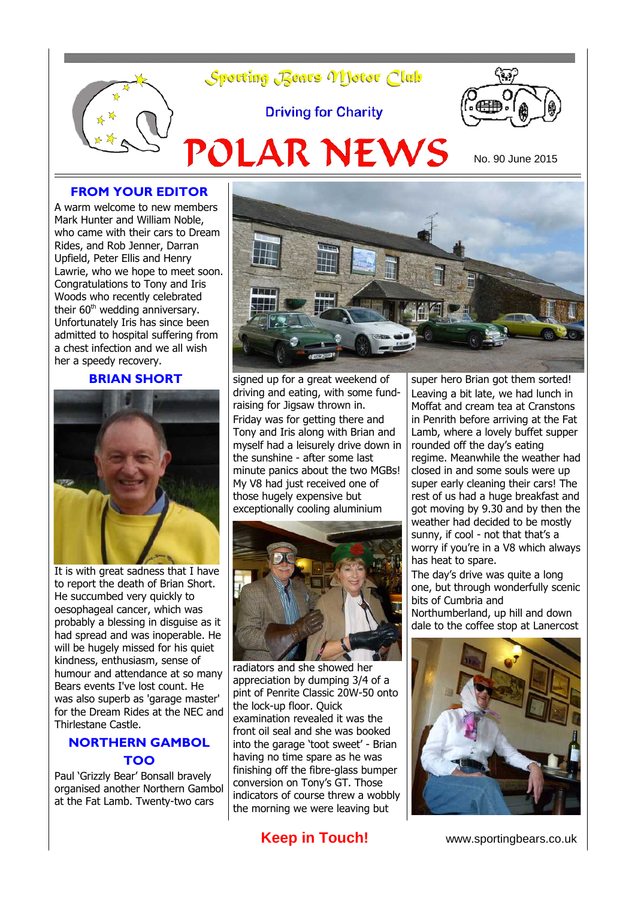Sporting Bears Motor Club

Driving for Charity

# POLAR NEWS

No. 90 June 2015

## FROM YOUR EDITOR

A warm welcome to new members Mark Hunter and William Noble, who came with their cars to Dream Rides, and Rob Jenner, Darran Upfield, Peter Ellis and Henry Lawrie, who we hope to meet soon. Congratulations to Tony and Iris Woods who recently celebrated their 60th wedding anniversary. Unfortunately Iris has since been admitted to hospital suffering from a chest infection and we all wish her a speedy recovery.

## BRIAN SHORT

It is with great sadness that I have to report the death of Brian Short. He succumbed very quickly to oesophageal cancer, which was probably a blessing in disguise as it had spread and was inoperable. He will be hugely missed for his quiet kindness, enthusiasm, sense of humour and attendance at so many Bears events I've lost count. He was also superb as 'garage master' for the Dream Rides at the NEC and Thirlestane Castle.

## NORTHERN GAMBOL TOO

Paul 'Grizzly Bear' Bonsall bravely organised another Northern Gambol at the Fat Lamb. Twenty-two cars signed up for a great weekend of driving and eating, with some fund-raising for Jigsaw thrown in.

Friday was for getting there and Tony and Iris along with Brian and myself had a leisurely drive down in the sunshine - after some last minute panics about the two MGBs! My V8 had just received one of those hugely expensive but exceptionally cooling aluminium radiators and she showed her appreciation by dumping 3/4 of a pint of Penrite Classic 20W-50 onto the lock-up floor. Quick examination revealed it was the front oil seal and she was booked into the garage 'toot sweet' - Brian having no time spare as he was finishing off the fibre-glass bumper conversion on Tony's GT. Those indicators of course threw a wobbly the morning we were leaving but super hero Brian got them sorted!

Leaving a bit late, we had lunch in Moffat and cream tea at Cranstons in Penrith before arriving at the Fat Lamb, where a lovely buffet supper rounded off the day's eating regime. Meanwhile the weather had closed in and some souls were up super early cleaning their cars! The rest of us had a huge breakfast and got moving by 9.30 and by then the weather had decided to be mostly sunny, if cool - not that that's a worry if you're in a V8 which always has heat to spare.

The day's drive was quite a long one, but through wonderfully scenic bits of Cumbria and Northumberland, up hill and down dale to the coffee stop at Lanercost

**Keep in Touch!**

www.sportingbears.co.uk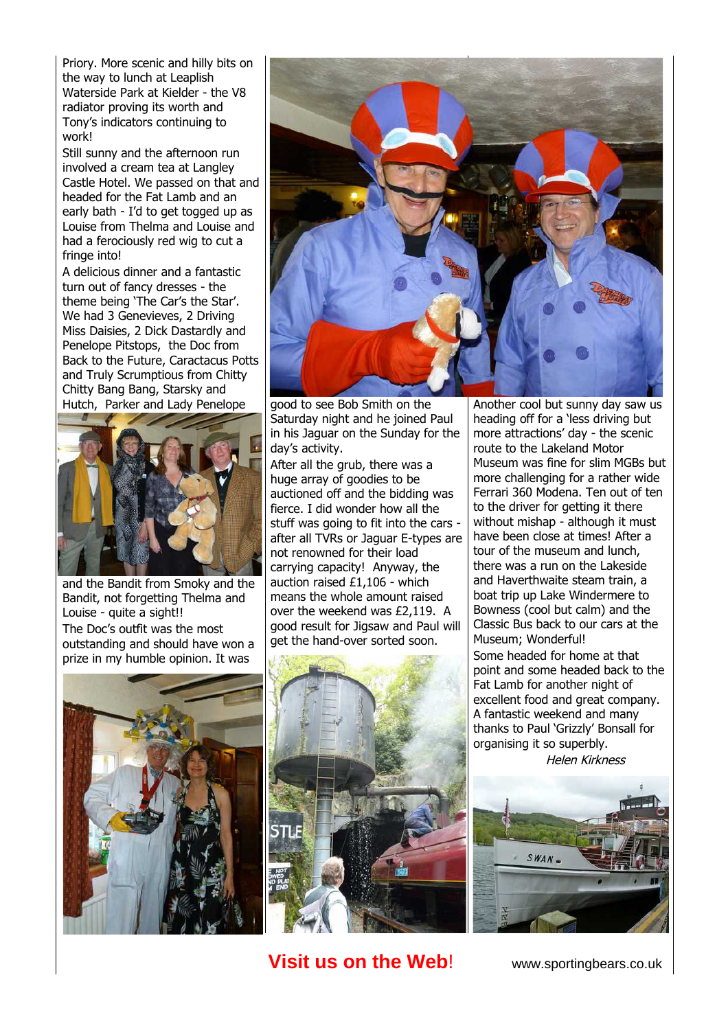Priory. More scenic and hilly bits on the way to lunch at Leaplish Waterside Park at Kielder - the V8 radiator proving its worth and Tony's indicators continuing to work!

Still sunny and the afternoon run involved a cream tea at Langley Castle Hotel. We passed on that and headed for the Fat Lamb and an early bath - I'd to get togged up as Louise from Thelma and Louise and had a ferociously red wig to cut a fringe into!

A delicious dinner and a fantastic turn out of fancy dresses - the theme being 'The Car's the Star'. We had 3 Genevieves, 2 Driving Miss Daisies, 2 Dick Dastardly and Penelope Pitstops, the Doc from Back to the Future, Caractacus Potts and Truly Scrumptious from Chitty Chitty Bang Bang, Starsky and Hutch, Parker and Lady Penelope and the Bandit from Smoky and the Bandit, not forgetting Thelma and Louise - quite a sight!!

The Doc's outfit was the most outstanding and should have won a prize in my humble opinion. It was good to see Bob Smith on the Saturday night and he joined Paul in his Jaguar on the Sunday for the day's activity.

After all the grub, there was a huge array of goodies to be auctioned off and the bidding was fierce. I did wonder how all the stuff was going to fit into the cars - after all TVRs or Jaguar E-types are not renowned for their load carrying capacity! Anyway, the auction raised £1,106 - which means the whole amount raised over the weekend was £2,119. A good result for Jigsaw and Paul will get the hand-over sorted soon.

Another cool but sunny day saw us heading off for a 'less driving but more attractions' day - the scenic route to the Lakeland Motor Museum was fine for slim MGBs but more challenging for a rather wide Ferrari 360 Modena. Ten out of ten to the driver for getting it there without mishap - although it must have been close at times! After a tour of the museum and lunch, there was a run on the Lakeside and Haverthwaite steam train, a boat trip up Lake Windermere to Bowness (cool but calm) and the Classic Bus back to our cars at the Museum; Wonderful!

Some headed for home at that point and some headed back to the Fat Lamb for another night of excellent food and great company. A fantastic weekend and many thanks to Paul 'Grizzly' Bonsall for organising it so superbly.

*Helen Kirkness*

**Visit us on the Web!** www.sportingbears.co.uk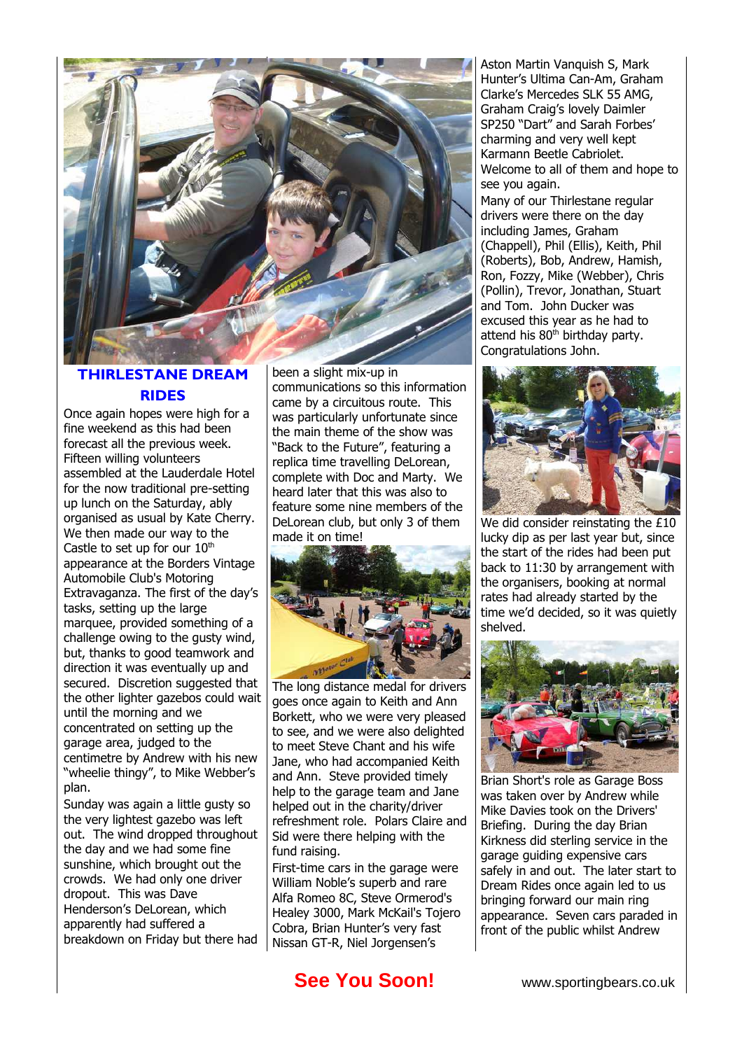## THIRLESTANE DREAM RIDES

Once again hopes were high for a fine weekend as this had been forecast all the previous week. Fifteen willing volunteers assembled at the Lauderdale Hotel for the now traditional pre-setting up lunch on the Saturday, ably organised as usual by Kate Cherry. We then made our way to the Castle to set up for our 10th appearance at the Borders Vintage Automobile Club's Motoring Extravaganza. The first of the day's tasks, setting up the large marquee, provided something of a challenge owing to the gusty wind, but, thanks to good teamwork and direction it was eventually up and secured. Discretion suggested that the other lighter gazebos could wait until the morning and we concentrated on setting up the garage area, judged to the centimetre by Andrew with his new "wheelie thingy", to Mike Webber's plan.

Sunday was again a little gusty so the very lightest gazebo was left out. The wind dropped throughout the day and we had some fine sunshine, which brought out the crowds. We had only one driver dropout. This was Dave Henderson's DeLorean, which apparently had suffered a breakdown on Friday but there had been a slight mix-up in communications so this information came by a circuitous route. This was particularly unfortunate since the main theme of the show was "Back to the Future", featuring a replica time travelling DeLorean, complete with Doc and Marty. We heard later that this was also to feature some nine members of the DeLorean club, but only 3 of them made it on time!

The long distance medal for drivers goes once again to Keith and Ann Borkett, who we were very pleased to see, and we were also delighted to meet Steve Chant and his wife Jane, who had accompanied Keith and Ann. Steve provided timely help to the garage team and Jane helped out in the charity/driver refreshment role. Polars Claire and Sid were there helping with the fund raising.

First-time cars in the garage were William Noble's superb and rare Alfa Romeo 8C, Steve Ormerod's Healey 3000, Mark McKail's Tojero Cobra, Brian Hunter's very fast Nissan GT-R, Niel Jorgensen's Aston Martin Vanquish S, Mark Hunter's Ultima Can-Am, Graham Clarke's Mercedes SLK 55 AMG, Graham Craig's lovely Daimler SP250 "Dart" and Sarah Forbes' charming and very well kept Karmann Beetle Cabriolet. Welcome to all of them and hope to see you again.

Many of our Thirlestane regular drivers were there on the day including James, Graham (Chappell), Phil (Ellis), Keith, Phil (Roberts), Bob, Andrew, Hamish, Ron, Fozzy, Mike (Webber), Chris (Pollin), Trevor, Jonathan, Stuart and Tom. John Ducker was excused this year as he had to attend his 80th birthday party. Congratulations John.

We did consider reinstating the £10 lucky dip as per last year but, since the start of the rides had been put back to 11:30 by arrangement with the organisers, booking at normal rates had already started by the time we'd decided, so it was quietly shelved.

Brian Short's role as Garage Boss was taken over by Andrew while Mike Davies took on the Drivers' Briefing. During the day Brian Kirkness did sterling service in the garage guiding expensive cars safely in and out. The later start to Dream Rides once again led to us bringing forward our main ring appearance. Seven cars paraded in front of the public whilst Andrew

**See You Soon!**

www.sportingbears.co.uk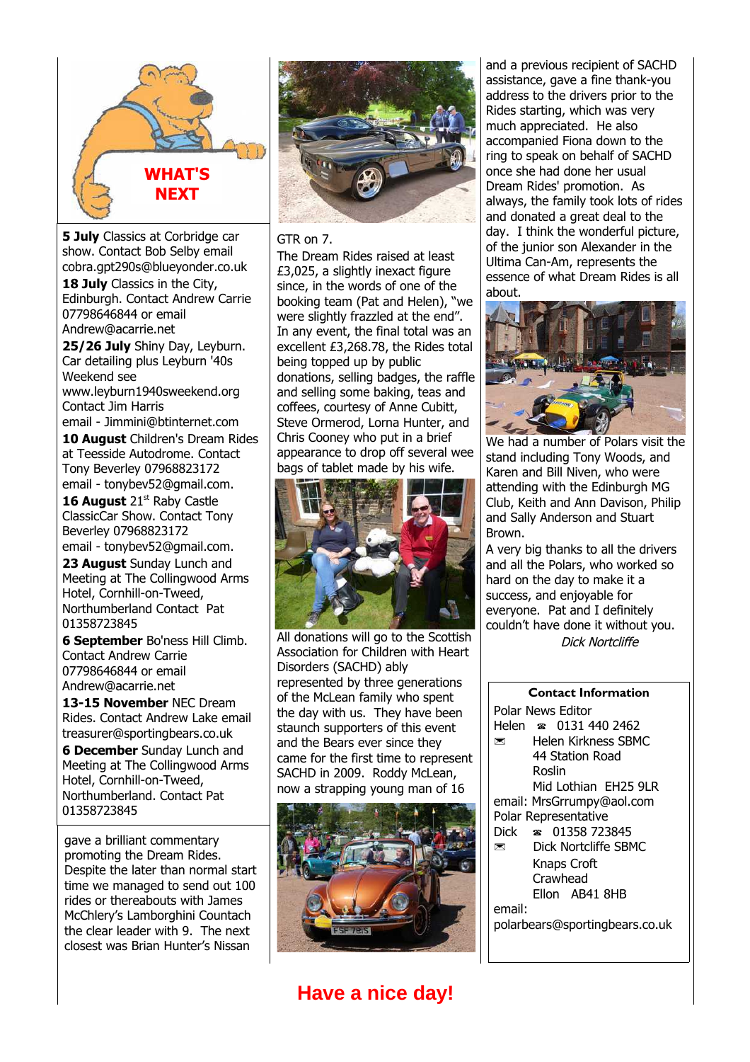## WHAT'S NEXT

**5 July** Classics at Corbridge car show. Contact Bob Selby email cobra.gpt290s@blueyonder.co.uk

**18 July** Classics in the City, Edinburgh. Contact Andrew Carrie 07798646844 or email Andrew@acarrie.net

**25/26 July** Shiny Day, Leyburn. Car detailing plus Leyburn '40s Weekend see www.leyburn1940sweekend.org Contact Jim Harris email - Jimmini@btinternet.com

**10 August** Children's Dream Rides at Teesside Autodrome. Contact Tony Beverley 07968823172 email - tonybev52@gmail.com.

**16 August** 21st Raby Castle ClassicCar Show. Contact Tony Beverley 07968823172 email - tonybev52@gmail.com.

**23 August** Sunday Lunch and Meeting at The Collingwood Arms Hotel, Cornhill-on-Tweed, Northumberland Contact Pat 01358723845

**6 September** Bo'ness Hill Climb. Contact Andrew Carrie 07798646844 or email Andrew@acarrie.net

**13-15 November** NEC Dream Rides. Contact Andrew Lake email treasurer@sportingbears.co.uk

**6 December** Sunday Lunch and Meeting at The Collingwood Arms Hotel, Cornhill-on-Tweed, Northumberland. Contact Pat 01358723845

gave a brilliant commentary promoting the Dream Rides. Despite the later than normal start time we managed to send out 100 rides or thereabouts with James McChlery's Lamborghini Countach the clear leader with 9. The next closest was Brian Hunter's Nissan GTR on 7.

The Dream Rides raised at least £3,025, a slightly inexact figure since, in the words of one of the booking team (Pat and Helen), "we were slightly frazzled at the end". In any event, the final total was an excellent £3,268.78, the Rides total being topped up by public donations, selling badges, the raffle and selling some baking, teas and coffees, courtesy of Anne Cubitt, Steve Ormerod, Lorna Hunter, and Chris Cooney who put in a brief appearance to drop off several wee bags of tablet made by his wife.

All donations will go to the Scottish Association for Children with Heart Disorders (SACHD) ably represented by three generations of the McLean family who spent the day with us. They have been staunch supporters of this event and the Bears ever since they came for the first time to represent SACHD in 2009. Roddy McLean, now a strapping young man of 16 and a previous recipient of SACHD assistance, gave a fine thank-you address to the drivers prior to the Rides starting, which was very much appreciated. He also accompanied Fiona down to the ring to speak on behalf of SACHD once she had done her usual Dream Rides' promotion. As always, the family took lots of rides and donated a great deal to the day. I think the wonderful picture, of the junior son Alexander in the Ultima Can-Am, represents the essence of what Dream Rides is all about.

We had a number of Polars visit the stand including Tony Woods, and Karen and Bill Niven, who were attending with the Edinburgh MG Club, Keith and Ann Davison, Philip and Sally Anderson and Stuart Brown.

A very big thanks to all the drivers and all the Polars, who worked so hard on the day to make it a success, and enjoyable for everyone. Pat and I definitely couldn't have done it without you.

*Dick Nortcliffe*

**Contact Information**

Polar News Editor
Helen ☎ 0131 440 2462
✉ Helen Kirkness SBMC
44 Station Road
Roslin
Mid Lothian EH25 9LR
email: MrsGrrumpy@aol.com

Polar Representative
Dick ☎ 01358 723845
✉ Dick Nortcliffe SBMC
Knaps Croft
Crawhead
Ellon AB41 8HB
email: polarbears@sportingbears.co.uk

**Have a nice day!**